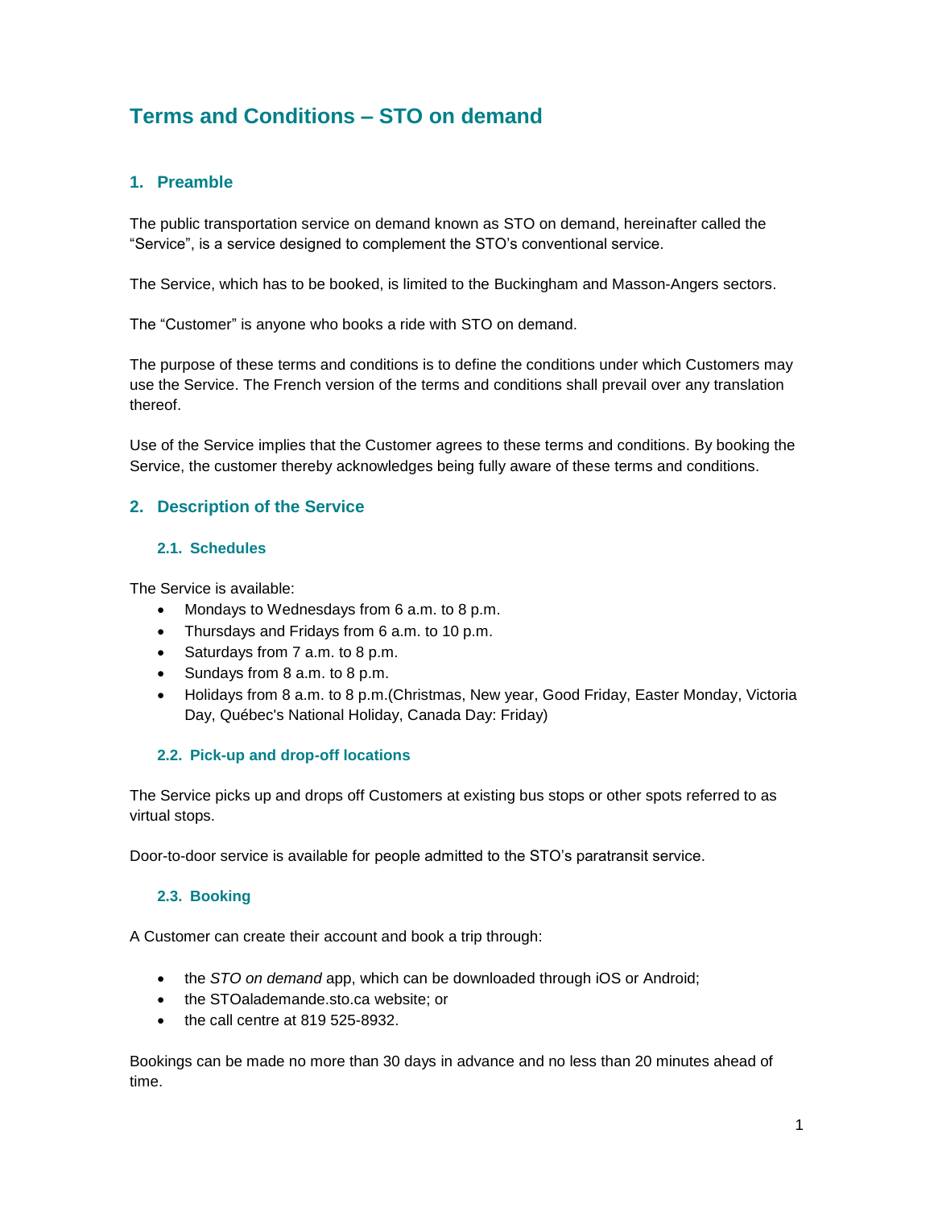# Terms and Conditions – STO on demand

## 1. Preamble

The public transportation service on demand known as STO on demand, hereinafter called the "Service", is a service designed to complement the STO's conventional service.

The Service, which has to be booked, is limited to the Buckingham and Masson-Angers sectors.

The "Customer" is anyone who books a ride with STO on demand.

The purpose of these terms and conditions is to define the conditions under which Customers may use the Service. The French version of the terms and conditions shall prevail over any translation thereof.

Use of the Service implies that the Customer agrees to these terms and conditions. By booking the Service, the customer thereby acknowledges being fully aware of these terms and conditions.

## 2. Description of the Service

### 2.1. Schedules

The Service is available:

- Mondays to Wednesdays from 6 a.m. to 8 p.m.
- Thursdays and Fridays from 6 a.m. to 10 p.m.
- Saturdays from 7 a.m. to 8 p.m.
- Sundays from 8 a.m. to 8 p.m.
- Holidays from 8 a.m. to 8 p.m.(Christmas, New year, Good Friday, Easter Monday, Victoria Day, Québec's National Holiday, Canada Day: Friday)

### 2.2. Pick-up and drop-off locations

The Service picks up and drops off Customers at existing bus stops or other spots referred to as virtual stops.

Door-to-door service is available for people admitted to the STO's paratransit service.

### 2.3. Booking

A Customer can create their account and book a trip through:

- the *STO on demand* app, which can be downloaded through iOS or Android;
- the STOalademande.sto.ca website; or
- the call centre at 819 525-8932.

Bookings can be made no more than 30 days in advance and no less than 20 minutes ahead of time.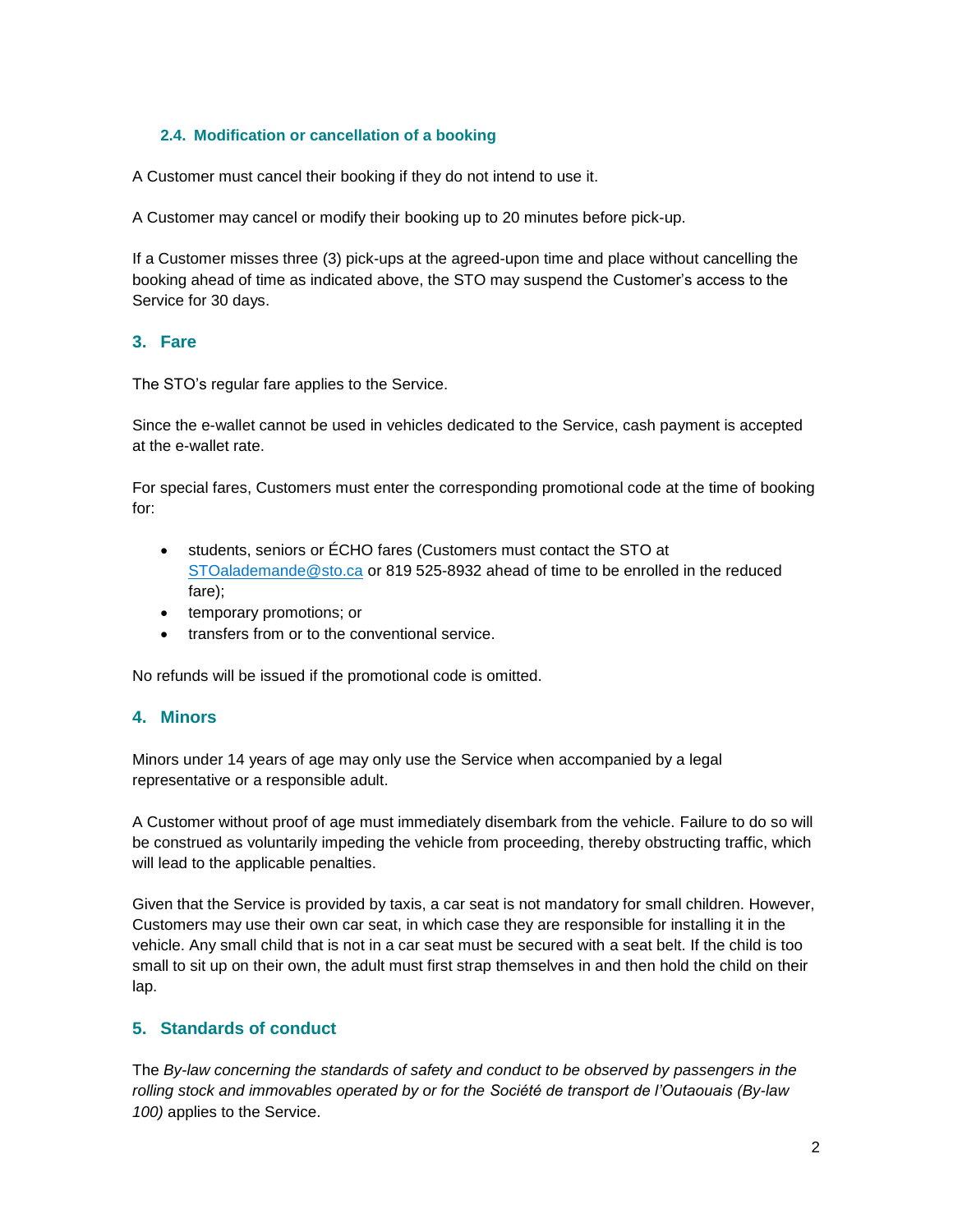### 2.4. Modification or cancellation of a booking

A Customer must cancel their booking if they do not intend to use it.

A Customer may cancel or modify their booking up to 20 minutes before pick-up.

If a Customer misses three (3) pick-ups at the agreed-upon time and place without cancelling the booking ahead of time as indicated above, the STO may suspend the Customer's access to the Service for 30 days.

## 3. Fare

The STO's regular fare applies to the Service.

Since the e-wallet cannot be used in vehicles dedicated to the Service, cash payment is accepted at the e-wallet rate.

For special fares, Customers must enter the corresponding promotional code at the time of booking for:

- students, seniors or ÉCHO fares (Customers must contact the STO at STOalademande@sto.ca or 819 525-8932 ahead of time to be enrolled in the reduced fare);
- temporary promotions; or
- transfers from or to the conventional service.

No refunds will be issued if the promotional code is omitted.

## 4. Minors

Minors under 14 years of age may only use the Service when accompanied by a legal representative or a responsible adult.

A Customer without proof of age must immediately disembark from the vehicle. Failure to do so will be construed as voluntarily impeding the vehicle from proceeding, thereby obstructing traffic, which will lead to the applicable penalties.

Given that the Service is provided by taxis, a car seat is not mandatory for small children. However, Customers may use their own car seat, in which case they are responsible for installing it in the vehicle. Any small child that is not in a car seat must be secured with a seat belt. If the child is too small to sit up on their own, the adult must first strap themselves in and then hold the child on their lap.

## 5. Standards of conduct

The *By-law concerning the standards of safety and conduct to be observed by passengers in the rolling stock and immovables operated by or for the Société de transport de l'Outaouais (By-law 100)* applies to the Service.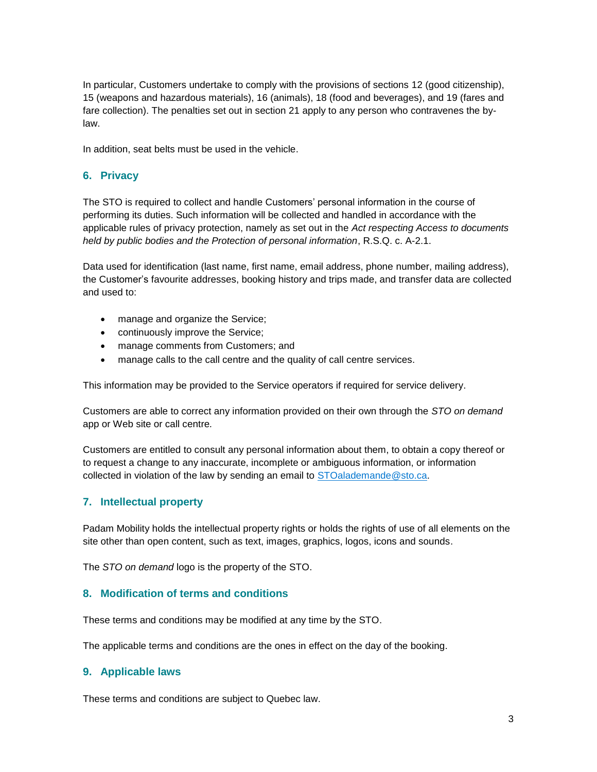In particular, Customers undertake to comply with the provisions of sections 12 (good citizenship), 15 (weapons and hazardous materials), 16 (animals), 18 (food and beverages), and 19 (fares and fare collection). The penalties set out in section 21 apply to any person who contravenes the by-law.

In addition, seat belts must be used in the vehicle.

## 6. Privacy

The STO is required to collect and handle Customers' personal information in the course of performing its duties. Such information will be collected and handled in accordance with the applicable rules of privacy protection, namely as set out in the *Act respecting Access to documents held by public bodies and the Protection of personal information*, R.S.Q. c. A-2.1.

Data used for identification (last name, first name, email address, phone number, mailing address), the Customer's favourite addresses, booking history and trips made, and transfer data are collected and used to:

- manage and organize the Service;
- continuously improve the Service;
- manage comments from Customers; and
- manage calls to the call centre and the quality of call centre services.

This information may be provided to the Service operators if required for service delivery.

Customers are able to correct any information provided on their own through the *STO on demand* app or Web site or call centre.

Customers are entitled to consult any personal information about them, to obtain a copy thereof or to request a change to any inaccurate, incomplete or ambiguous information, or information collected in violation of the law by sending an email to STOalademande@sto.ca.

## 7. Intellectual property

Padam Mobility holds the intellectual property rights or holds the rights of use of all elements on the site other than open content, such as text, images, graphics, logos, icons and sounds.

The *STO on demand* logo is the property of the STO.

## 8. Modification of terms and conditions

These terms and conditions may be modified at any time by the STO.

The applicable terms and conditions are the ones in effect on the day of the booking.

## 9. Applicable laws

These terms and conditions are subject to Quebec law.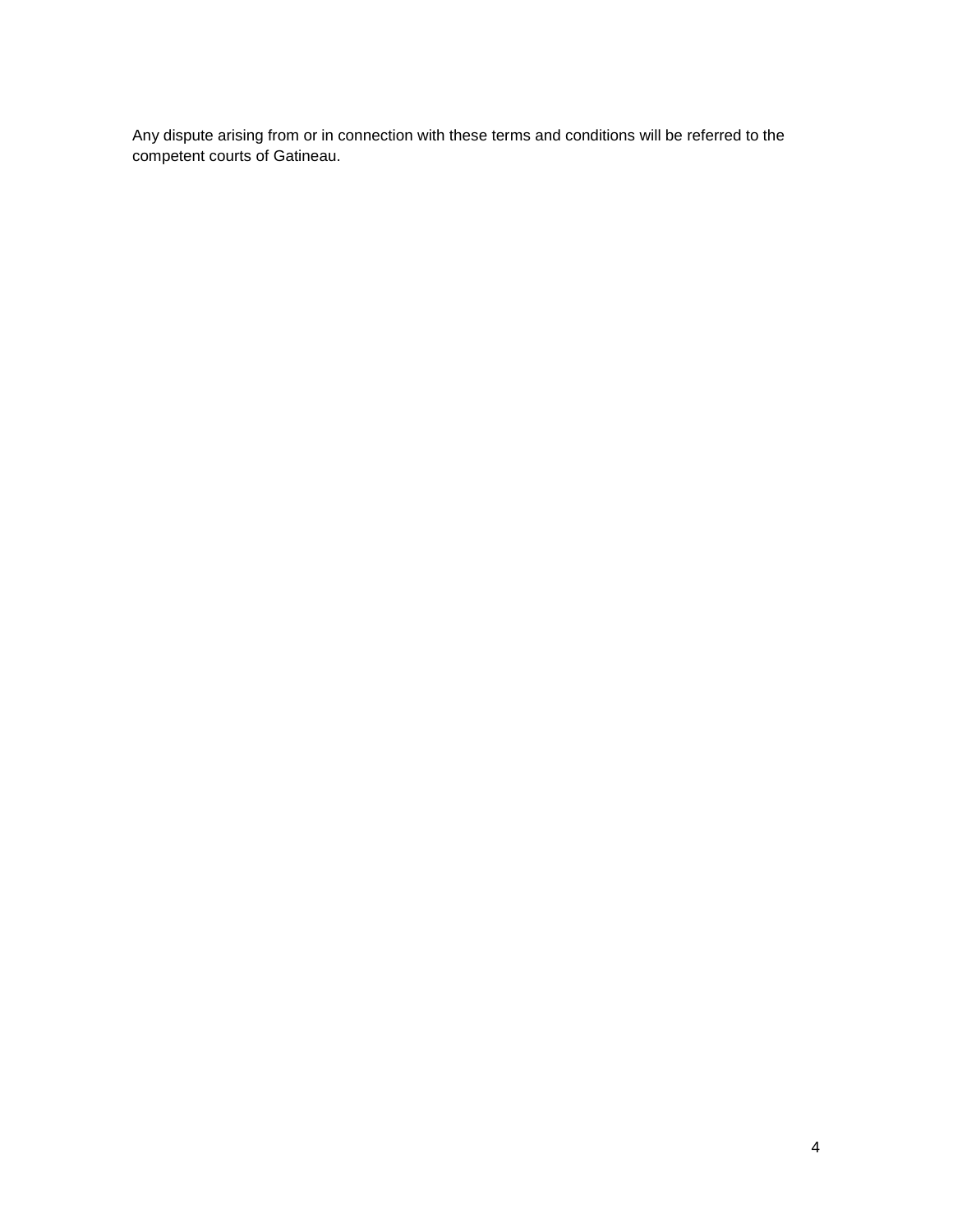Any dispute arising from or in connection with these terms and conditions will be referred to the competent courts of Gatineau.